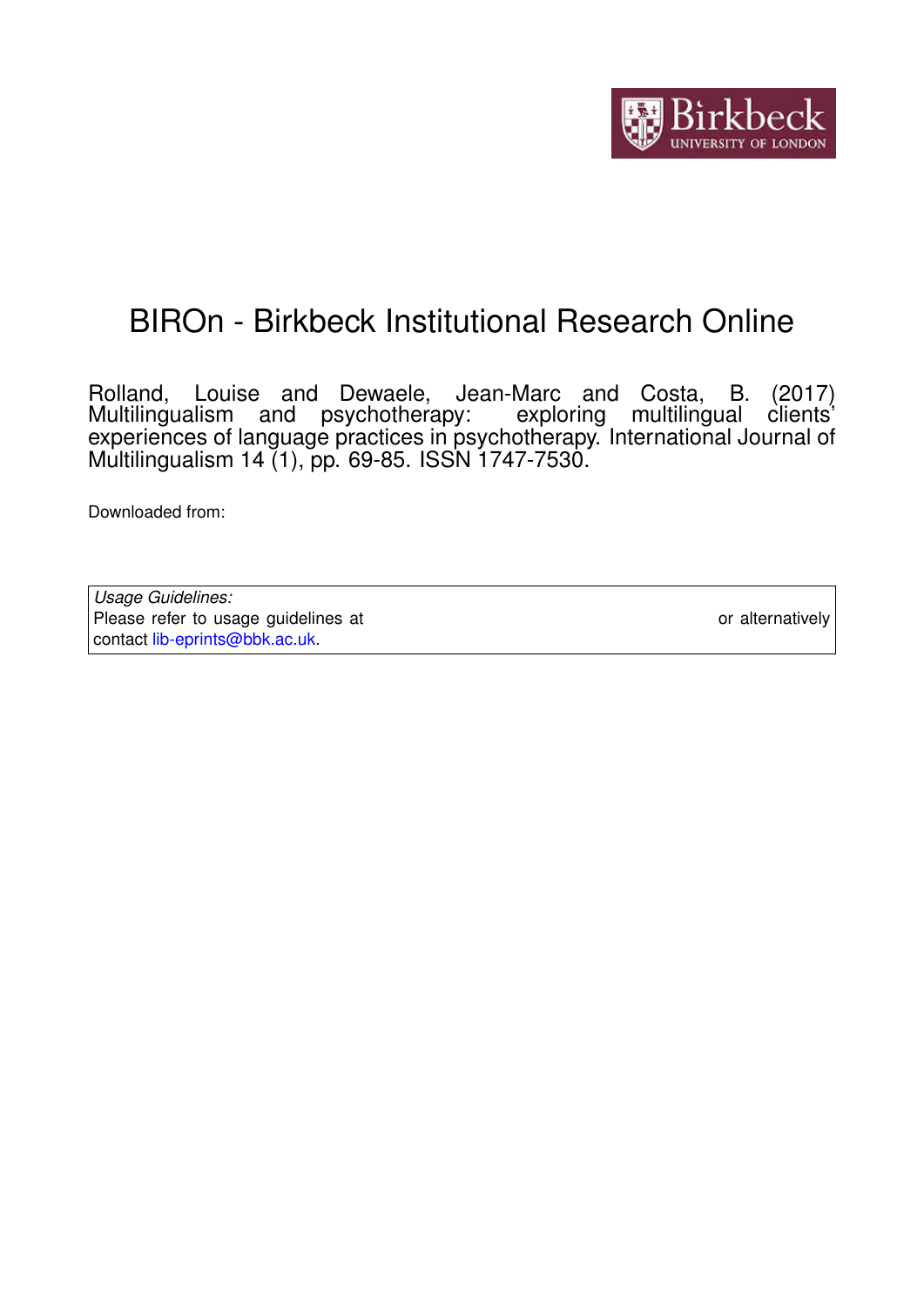# BIROn - Birkbeck Institutional Research Online

Rolland, Louise and Dewaele, Jean-Marc and Costa, B. (2017) Multilingualism and psychotherapy: exploring multilingual clients' experiences of language practices in psychotherapy. International Journal of Multilingualism 14 (1), pp. 69-85. ISSN 1747-7530.

Downloaded from:

*Usage Guidelines:*
Please refer to usage guidelines at or alternatively contact lib-eprints@bbk.ac.uk.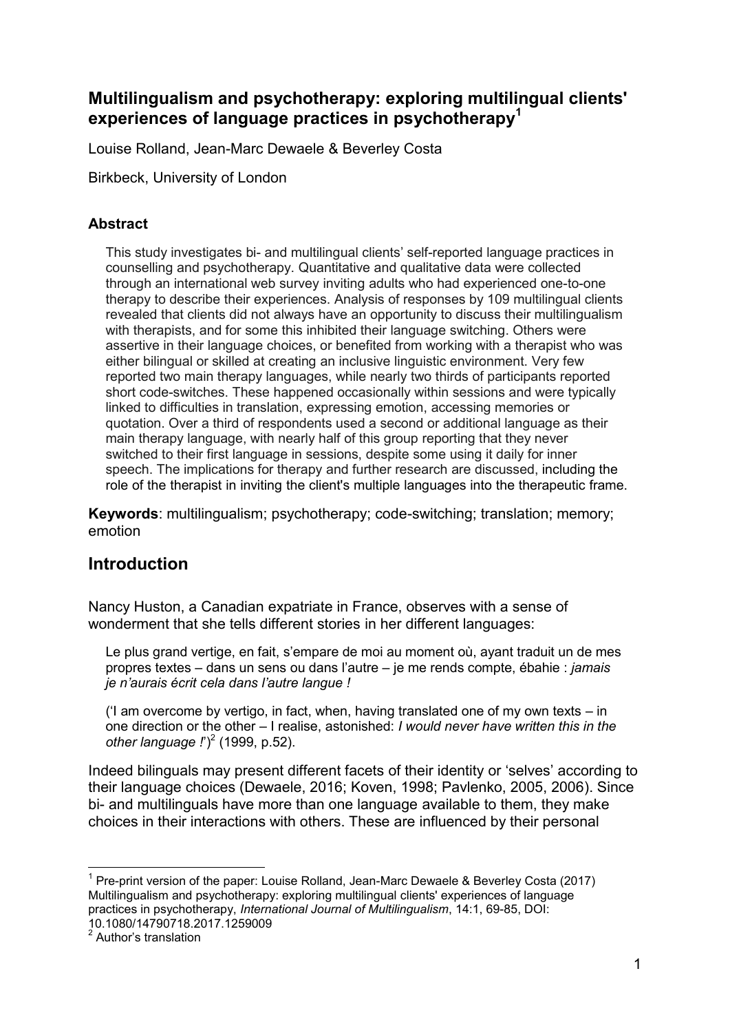## Multilingualism and psychotherapy: exploring multilingual clients' experiences of language practices in psychotherapy[1]

Louise Rolland, Jean-Marc Dewaele & Beverley Costa

Birkbeck, University of London

### Abstract

This study investigates bi- and multilingual clients' self-reported language practices in counselling and psychotherapy. Quantitative and qualitative data were collected through an international web survey inviting adults who had experienced one-to-one therapy to describe their experiences. Analysis of responses by 109 multilingual clients revealed that clients did not always have an opportunity to discuss their multilingualism with therapists, and for some this inhibited their language switching. Others were assertive in their language choices, or benefited from working with a therapist who was either bilingual or skilled at creating an inclusive linguistic environment. Very few reported two main therapy languages, while nearly two thirds of participants reported short code-switches. These happened occasionally within sessions and were typically linked to difficulties in translation, expressing emotion, accessing memories or quotation. Over a third of respondents used a second or additional language as their main therapy language, with nearly half of this group reporting that they never switched to their first language in sessions, despite some using it daily for inner speech. The implications for therapy and further research are discussed, including the role of the therapist in inviting the client's multiple languages into the therapeutic frame.

**Keywords**: multilingualism; psychotherapy; code-switching; translation; memory; emotion

## Introduction

Nancy Huston, a Canadian expatriate in France, observes with a sense of wonderment that she tells different stories in her different languages:

> Le plus grand vertige, en fait, s'empare de moi au moment où, ayant traduit un de mes propres textes – dans un sens ou dans l'autre – je me rends compte, ébahie : *jamais je n'aurais écrit cela dans l'autre langue !*
>
> ('I am overcome by vertigo, in fact, when, having translated one of my own texts – in one direction or the other – I realise, astonished: *I would never have written this in the other language !*')[2] (1999, p.52).

Indeed bilinguals may present different facets of their identity or 'selves' according to their language choices (Dewaele, 2016; Koven, 1998; Pavlenko, 2005, 2006). Since bi- and multilinguals have more than one language available to them, they make choices in their interactions with others. These are influenced by their personal

---

[1] Pre-print version of the paper: Louise Rolland, Jean-Marc Dewaele & Beverley Costa (2017) Multilingualism and psychotherapy: exploring multilingual clients' experiences of language practices in psychotherapy, *International Journal of Multilingualism*, 14:1, 69-85, DOI: 10.1080/14790718.2017.1259009

[2] Author's translation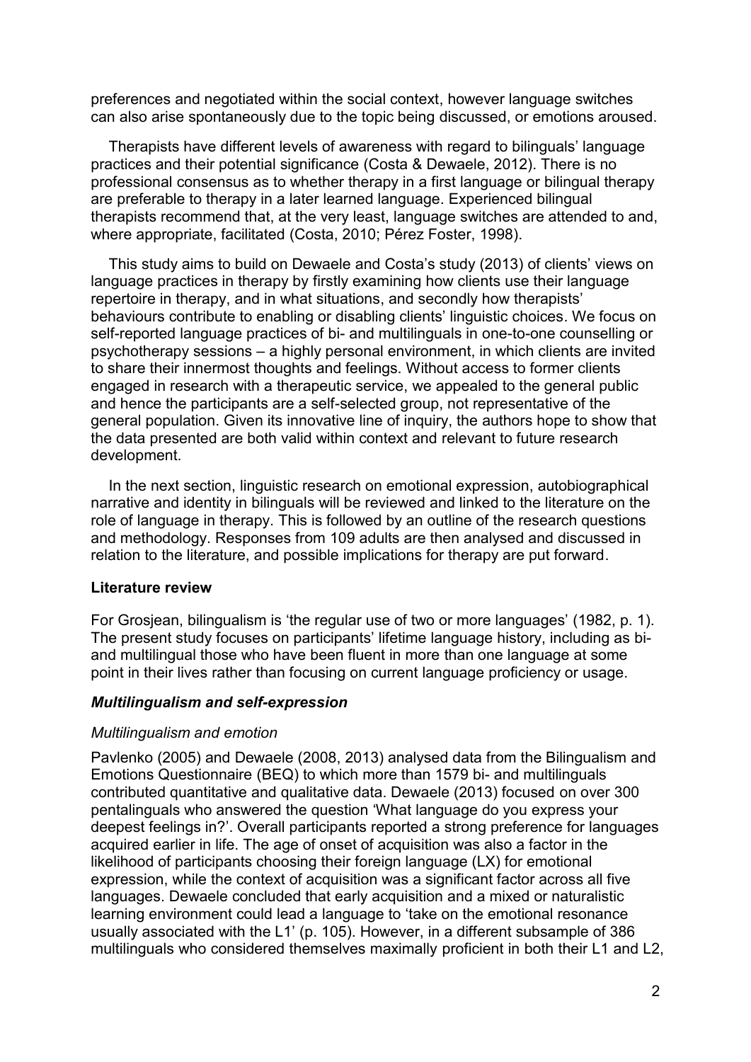preferences and negotiated within the social context, however language switches can also arise spontaneously due to the topic being discussed, or emotions aroused.

Therapists have different levels of awareness with regard to bilinguals' language practices and their potential significance (Costa & Dewaele, 2012). There is no professional consensus as to whether therapy in a first language or bilingual therapy are preferable to therapy in a later learned language. Experienced bilingual therapists recommend that, at the very least, language switches are attended to and, where appropriate, facilitated (Costa, 2010; Pérez Foster, 1998).

This study aims to build on Dewaele and Costa's study (2013) of clients' views on language practices in therapy by firstly examining how clients use their language repertoire in therapy, and in what situations, and secondly how therapists' behaviours contribute to enabling or disabling clients' linguistic choices. We focus on self-reported language practices of bi- and multilinguals in one-to-one counselling or psychotherapy sessions – a highly personal environment, in which clients are invited to share their innermost thoughts and feelings. Without access to former clients engaged in research with a therapeutic service, we appealed to the general public and hence the participants are a self-selected group, not representative of the general population. Given its innovative line of inquiry, the authors hope to show that the data presented are both valid within context and relevant to future research development.

In the next section, linguistic research on emotional expression, autobiographical narrative and identity in bilinguals will be reviewed and linked to the literature on the role of language in therapy. This is followed by an outline of the research questions and methodology. Responses from 109 adults are then analysed and discussed in relation to the literature, and possible implications for therapy are put forward.

## Literature review

For Grosjean, bilingualism is 'the regular use of two or more languages' (1982, p. 1). The present study focuses on participants' lifetime language history, including as bi- and multilingual those who have been fluent in more than one language at some point in their lives rather than focusing on current language proficiency or usage.

### *Multilingualism and self-expression*

#### *Multilingualism and emotion*

Pavlenko (2005) and Dewaele (2008, 2013) analysed data from the Bilingualism and Emotions Questionnaire (BEQ) to which more than 1579 bi- and multilinguals contributed quantitative and qualitative data. Dewaele (2013) focused on over 300 pentalinguals who answered the question 'What language do you express your deepest feelings in?'. Overall participants reported a strong preference for languages acquired earlier in life. The age of onset of acquisition was also a factor in the likelihood of participants choosing their foreign language (LX) for emotional expression, while the context of acquisition was a significant factor across all five languages. Dewaele concluded that early acquisition and a mixed or naturalistic learning environment could lead a language to 'take on the emotional resonance usually associated with the L1' (p. 105). However, in a different subsample of 386 multilinguals who considered themselves maximally proficient in both their L1 and L2,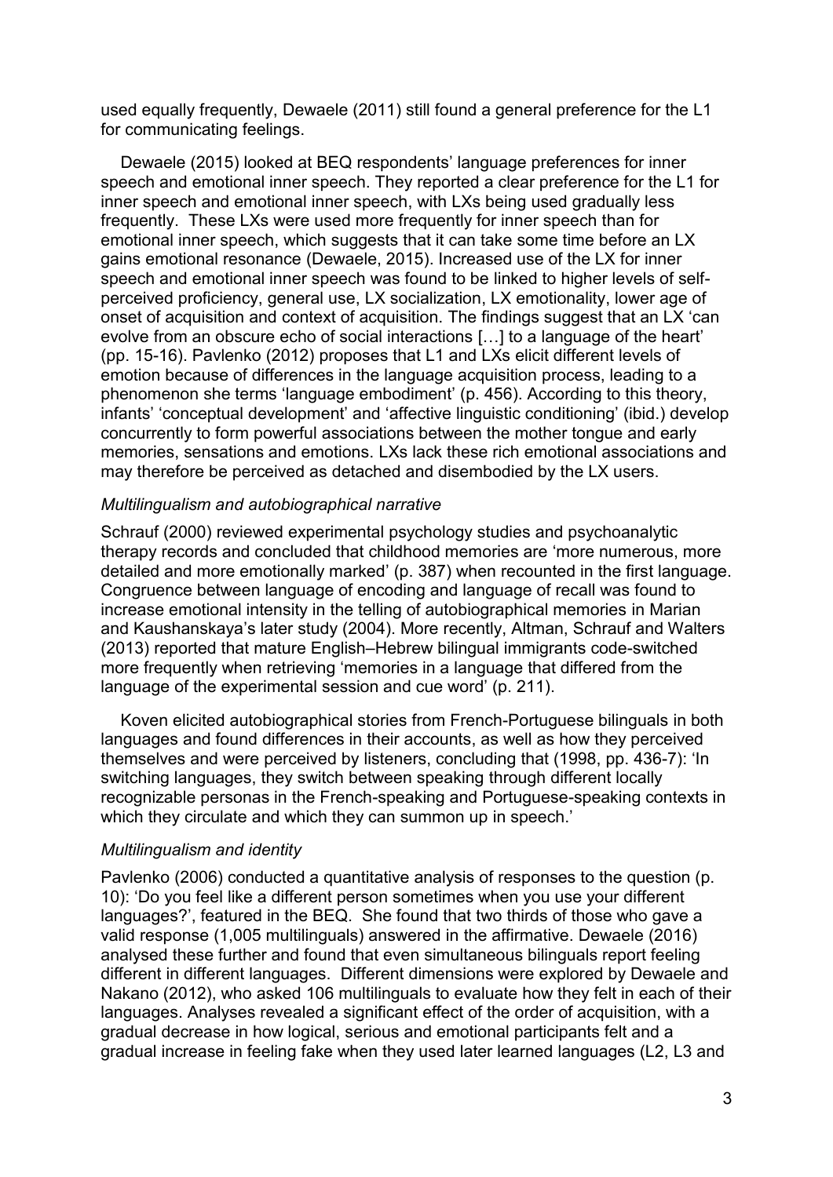used equally frequently, Dewaele (2011) still found a general preference for the L1 for communicating feelings.

Dewaele (2015) looked at BEQ respondents' language preferences for inner speech and emotional inner speech. They reported a clear preference for the L1 for inner speech and emotional inner speech, with LXs being used gradually less frequently. These LXs were used more frequently for inner speech than for emotional inner speech, which suggests that it can take some time before an LX gains emotional resonance (Dewaele, 2015). Increased use of the LX for inner speech and emotional inner speech was found to be linked to higher levels of self-perceived proficiency, general use, LX socialization, LX emotionality, lower age of onset of acquisition and context of acquisition. The findings suggest that an LX 'can evolve from an obscure echo of social interactions […] to a language of the heart' (pp. 15-16). Pavlenko (2012) proposes that L1 and LXs elicit different levels of emotion because of differences in the language acquisition process, leading to a phenomenon she terms 'language embodiment' (p. 456). According to this theory, infants' 'conceptual development' and 'affective linguistic conditioning' (ibid.) develop concurrently to form powerful associations between the mother tongue and early memories, sensations and emotions. LXs lack these rich emotional associations and may therefore be perceived as detached and disembodied by the LX users.

*Multilingualism and autobiographical narrative*

Schrauf (2000) reviewed experimental psychology studies and psychoanalytic therapy records and concluded that childhood memories are 'more numerous, more detailed and more emotionally marked' (p. 387) when recounted in the first language. Congruence between language of encoding and language of recall was found to increase emotional intensity in the telling of autobiographical memories in Marian and Kaushanskaya's later study (2004). More recently, Altman, Schrauf and Walters (2013) reported that mature English–Hebrew bilingual immigrants code-switched more frequently when retrieving 'memories in a language that differed from the language of the experimental session and cue word' (p. 211).

Koven elicited autobiographical stories from French-Portuguese bilinguals in both languages and found differences in their accounts, as well as how they perceived themselves and were perceived by listeners, concluding that (1998, pp. 436-7): 'In switching languages, they switch between speaking through different locally recognizable personas in the French-speaking and Portuguese-speaking contexts in which they circulate and which they can summon up in speech.'

*Multilingualism and identity*

Pavlenko (2006) conducted a quantitative analysis of responses to the question (p. 10): 'Do you feel like a different person sometimes when you use your different languages?', featured in the BEQ. She found that two thirds of those who gave a valid response (1,005 multilinguals) answered in the affirmative. Dewaele (2016) analysed these further and found that even simultaneous bilinguals report feeling different in different languages. Different dimensions were explored by Dewaele and Nakano (2012), who asked 106 multilinguals to evaluate how they felt in each of their languages. Analyses revealed a significant effect of the order of acquisition, with a gradual decrease in how logical, serious and emotional participants felt and a gradual increase in feeling fake when they used later learned languages (L2, L3 and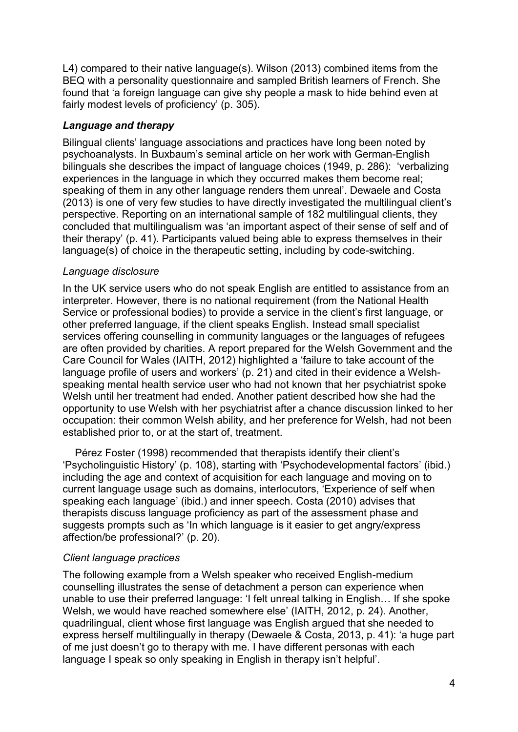L4) compared to their native language(s). Wilson (2013) combined items from the BEQ with a personality questionnaire and sampled British learners of French. She found that 'a foreign language can give shy people a mask to hide behind even at fairly modest levels of proficiency' (p. 305).

### *Language and therapy*

Bilingual clients' language associations and practices have long been noted by psychoanalysts. In Buxbaum's seminal article on her work with German-English bilinguals she describes the impact of language choices (1949, p. 286): 'verbalizing experiences in the language in which they occurred makes them become real; speaking of them in any other language renders them unreal'. Dewaele and Costa (2013) is one of very few studies to have directly investigated the multilingual client's perspective. Reporting on an international sample of 182 multilingual clients, they concluded that multilingualism was 'an important aspect of their sense of self and of their therapy' (p. 41). Participants valued being able to express themselves in their language(s) of choice in the therapeutic setting, including by code-switching.

#### *Language disclosure*

In the UK service users who do not speak English are entitled to assistance from an interpreter. However, there is no national requirement (from the National Health Service or professional bodies) to provide a service in the client's first language, or other preferred language, if the client speaks English. Instead small specialist services offering counselling in community languages or the languages of refugees are often provided by charities. A report prepared for the Welsh Government and the Care Council for Wales (IAITH, 2012) highlighted a 'failure to take account of the language profile of users and workers' (p. 21) and cited in their evidence a Welsh-speaking mental health service user who had not known that her psychiatrist spoke Welsh until her treatment had ended. Another patient described how she had the opportunity to use Welsh with her psychiatrist after a chance discussion linked to her occupation: their common Welsh ability, and her preference for Welsh, had not been established prior to, or at the start of, treatment.

Pérez Foster (1998) recommended that therapists identify their client's 'Psycholinguistic History' (p. 108), starting with 'Psychodevelopmental factors' (ibid.) including the age and context of acquisition for each language and moving on to current language usage such as domains, interlocutors, 'Experience of self when speaking each language' (ibid.) and inner speech. Costa (2010) advises that therapists discuss language proficiency as part of the assessment phase and suggests prompts such as 'In which language is it easier to get angry/express affection/be professional?' (p. 20).

#### *Client language practices*

The following example from a Welsh speaker who received English-medium counselling illustrates the sense of detachment a person can experience when unable to use their preferred language: 'I felt unreal talking in English… If she spoke Welsh, we would have reached somewhere else' (IAITH, 2012, p. 24). Another, quadrilingual, client whose first language was English argued that she needed to express herself multilingually in therapy (Dewaele & Costa, 2013, p. 41): 'a huge part of me just doesn't go to therapy with me. I have different personas with each language I speak so only speaking in English in therapy isn't helpful'.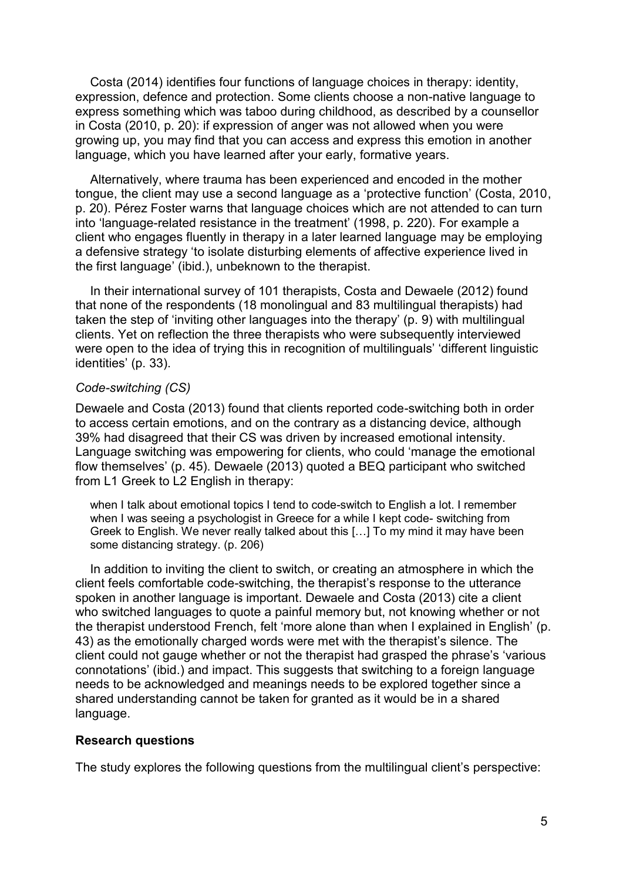Costa (2014) identifies four functions of language choices in therapy: identity, expression, defence and protection. Some clients choose a non-native language to express something which was taboo during childhood, as described by a counsellor in Costa (2010, p. 20): if expression of anger was not allowed when you were growing up, you may find that you can access and express this emotion in another language, which you have learned after your early, formative years.

Alternatively, where trauma has been experienced and encoded in the mother tongue, the client may use a second language as a 'protective function' (Costa, 2010, p. 20). Pérez Foster warns that language choices which are not attended to can turn into 'language-related resistance in the treatment' (1998, p. 220). For example a client who engages fluently in therapy in a later learned language may be employing a defensive strategy 'to isolate disturbing elements of affective experience lived in the first language' (ibid.), unbeknown to the therapist.

In their international survey of 101 therapists, Costa and Dewaele (2012) found that none of the respondents (18 monolingual and 83 multilingual therapists) had taken the step of 'inviting other languages into the therapy' (p. 9) with multilingual clients. Yet on reflection the three therapists who were subsequently interviewed were open to the idea of trying this in recognition of multilinguals' 'different linguistic identities' (p. 33).

*Code-switching (CS)*

Dewaele and Costa (2013) found that clients reported code-switching both in order to access certain emotions, and on the contrary as a distancing device, although 39% had disagreed that their CS was driven by increased emotional intensity. Language switching was empowering for clients, who could 'manage the emotional flow themselves' (p. 45). Dewaele (2013) quoted a BEQ participant who switched from L1 Greek to L2 English in therapy:

> when I talk about emotional topics I tend to code-switch to English a lot. I remember when I was seeing a psychologist in Greece for a while I kept code- switching from Greek to English. We never really talked about this […] To my mind it may have been some distancing strategy. (p. 206)

In addition to inviting the client to switch, or creating an atmosphere in which the client feels comfortable code-switching, the therapist's response to the utterance spoken in another language is important. Dewaele and Costa (2013) cite a client who switched languages to quote a painful memory but, not knowing whether or not the therapist understood French, felt 'more alone than when I explained in English' (p. 43) as the emotionally charged words were met with the therapist's silence. The client could not gauge whether or not the therapist had grasped the phrase's 'various connotations' (ibid.) and impact. This suggests that switching to a foreign language needs to be acknowledged and meanings needs to be explored together since a shared understanding cannot be taken for granted as it would be in a shared language.

**Research questions**

The study explores the following questions from the multilingual client's perspective: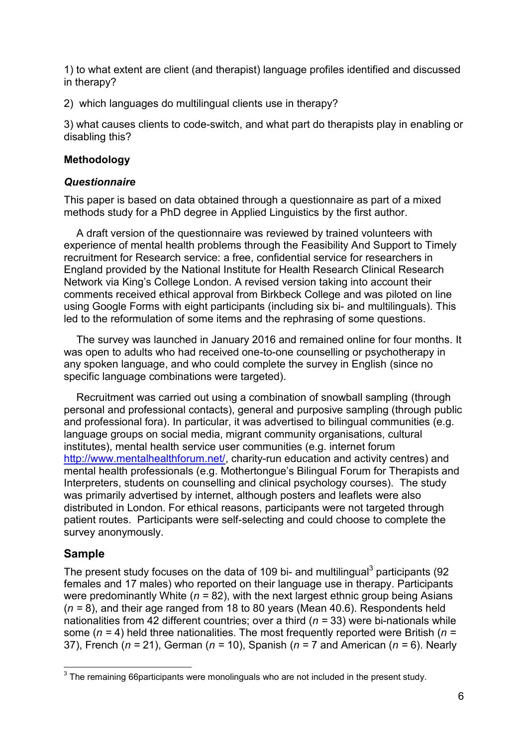1) to what extent are client (and therapist) language profiles identified and discussed in therapy?

2) which languages do multilingual clients use in therapy?

3) what causes clients to code-switch, and what part do therapists play in enabling or disabling this?

## Methodology

### *Questionnaire*

This paper is based on data obtained through a questionnaire as part of a mixed methods study for a PhD degree in Applied Linguistics by the first author.

A draft version of the questionnaire was reviewed by trained volunteers with experience of mental health problems through the Feasibility And Support to Timely recruitment for Research service: a free, confidential service for researchers in England provided by the National Institute for Health Research Clinical Research Network via King's College London. A revised version taking into account their comments received ethical approval from Birkbeck College and was piloted on line using Google Forms with eight participants (including six bi- and multilinguals). This led to the reformulation of some items and the rephrasing of some questions.

The survey was launched in January 2016 and remained online for four months. It was open to adults who had received one-to-one counselling or psychotherapy in any spoken language, and who could complete the survey in English (since no specific language combinations were targeted).

Recruitment was carried out using a combination of snowball sampling (through personal and professional contacts), general and purposive sampling (through public and professional fora). In particular, it was advertised to bilingual communities (e.g. language groups on social media, migrant community organisations, cultural institutes), mental health service user communities (e.g. internet forum http://www.mentalhealthforum.net/, charity-run education and activity centres) and mental health professionals (e.g. Mothertongue's Bilingual Forum for Therapists and Interpreters, students on counselling and clinical psychology courses). The study was primarily advertised by internet, although posters and leaflets were also distributed in London. For ethical reasons, participants were not targeted through patient routes. Participants were self-selecting and could choose to complete the survey anonymously.

## Sample

The present study focuses on the data of 109 bi- and multilingual[3] participants (92 females and 17 males) who reported on their language use in therapy. Participants were predominantly White (*n* = 82), with the next largest ethnic group being Asians (*n* = 8), and their age ranged from 18 to 80 years (Mean 40.6). Respondents held nationalities from 42 different countries; over a third (*n* = 33) were bi-nationals while some (*n* = 4) held three nationalities. The most frequently reported were British (*n* = 37), French (*n* = 21), German (*n* = 10), Spanish (*n* = 7 and American (*n* = 6). Nearly

[3] The remaining 66participants were monolinguals who are not included in the present study.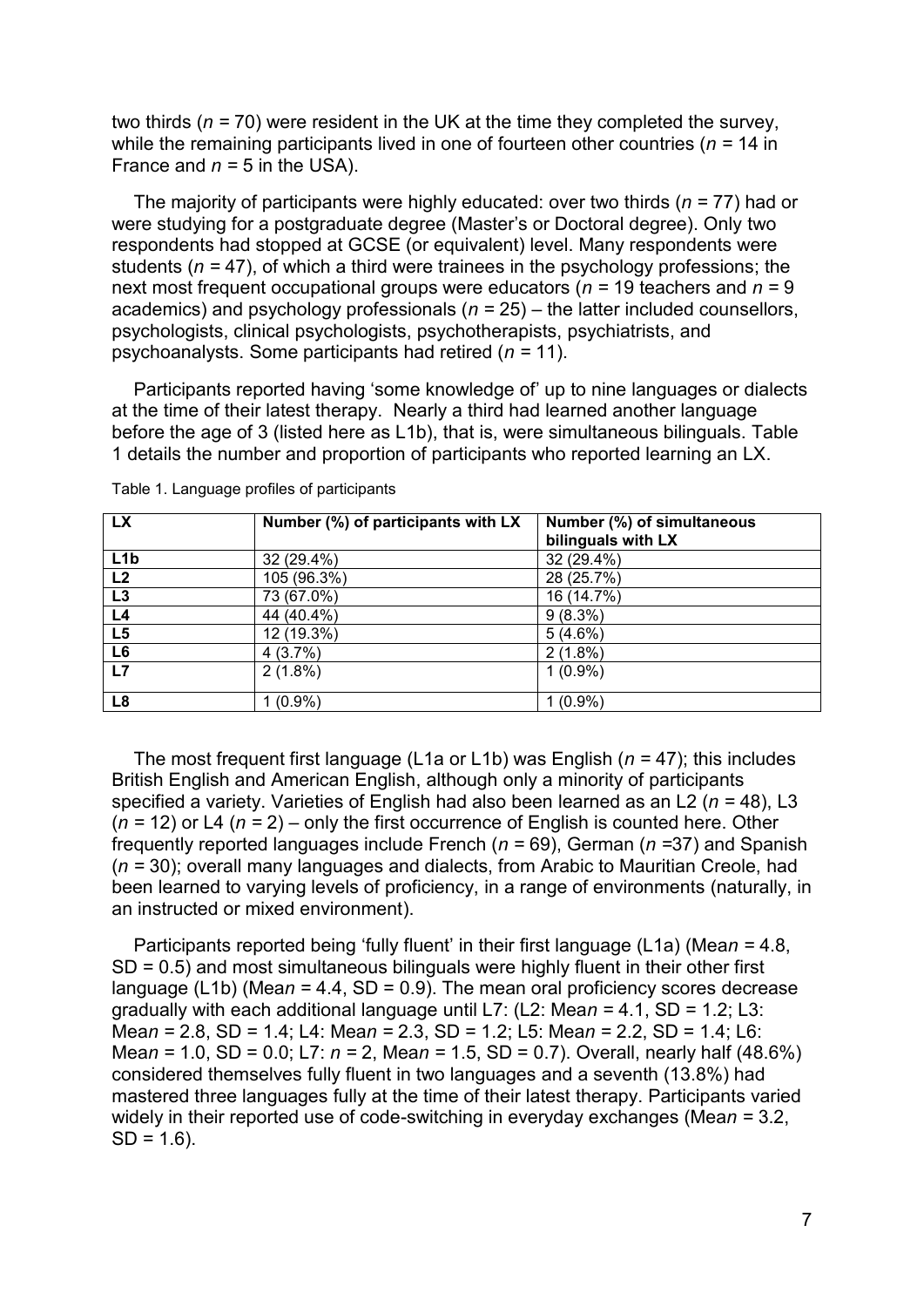two thirds ($n$ = 70) were resident in the UK at the time they completed the survey, while the remaining participants lived in one of fourteen other countries ($n$ = 14 in France and $n$ = 5 in the USA).

The majority of participants were highly educated: over two thirds ($n$ = 77) had or were studying for a postgraduate degree (Master's or Doctoral degree). Only two respondents had stopped at GCSE (or equivalent) level. Many respondents were students ($n$ = 47), of which a third were trainees in the psychology professions; the next most frequent occupational groups were educators ($n$ = 19 teachers and $n$ = 9 academics) and psychology professionals ($n$ = 25) – the latter included counsellors, psychologists, clinical psychologists, psychotherapists, psychiatrists, and psychoanalysts. Some participants had retired ($n$ = 11).

Participants reported having 'some knowledge of' up to nine languages or dialects at the time of their latest therapy. Nearly a third had learned another language before the age of 3 (listed here as L1b), that is, were simultaneous bilinguals. Table 1 details the number and proportion of participants who reported learning an LX.

Table 1. Language profiles of participants

| LX | Number (%) of participants with LX | Number (%) of simultaneous bilinguals with LX |
|---|---|---|
| L1b | 32 (29.4%) | 32 (29.4%) |
| L2 | 105 (96.3%) | 28 (25.7%) |
| L3 | 73 (67.0%) | 16 (14.7%) |
| L4 | 44 (40.4%) | 9 (8.3%) |
| L5 | 12 (19.3%) | 5 (4.6%) |
| L6 | 4 (3.7%) | 2 (1.8%) |
| L7 | 2 (1.8%) | 1 (0.9%) |
| L8 | 1 (0.9%) | 1 (0.9%) |

The most frequent first language (L1a or L1b) was English ($n$ = 47); this includes British English and American English, although only a minority of participants specified a variety. Varieties of English had also been learned as an L2 ($n$ = 48), L3 ($n$ = 12) or L4 ($n$ = 2) – only the first occurrence of English is counted here. Other frequently reported languages include French ($n$ = 69), German ($n$ =37) and Spanish ($n$ = 30); overall many languages and dialects, from Arabic to Mauritian Creole, had been learned to varying levels of proficiency, in a range of environments (naturally, in an instructed or mixed environment).

Participants reported being 'fully fluent' in their first language (L1a) (Mean = 4.8, SD = 0.5) and most simultaneous bilinguals were highly fluent in their other first language (L1b) (Mean = 4.4, SD = 0.9). The mean oral proficiency scores decrease gradually with each additional language until L7: (L2: Mean = 4.1, SD = 1.2; L3: Mean = 2.8, SD = 1.4; L4: Mean = 2.3, SD = 1.2; L5: Mean = 2.2, SD = 1.4; L6: Mean = 1.0, SD = 0.0; L7: $n$ = 2, Mean = 1.5, SD = 0.7). Overall, nearly half (48.6%) considered themselves fully fluent in two languages and a seventh (13.8%) had mastered three languages fully at the time of their latest therapy. Participants varied widely in their reported use of code-switching in everyday exchanges (Mean = 3.2, SD = 1.6).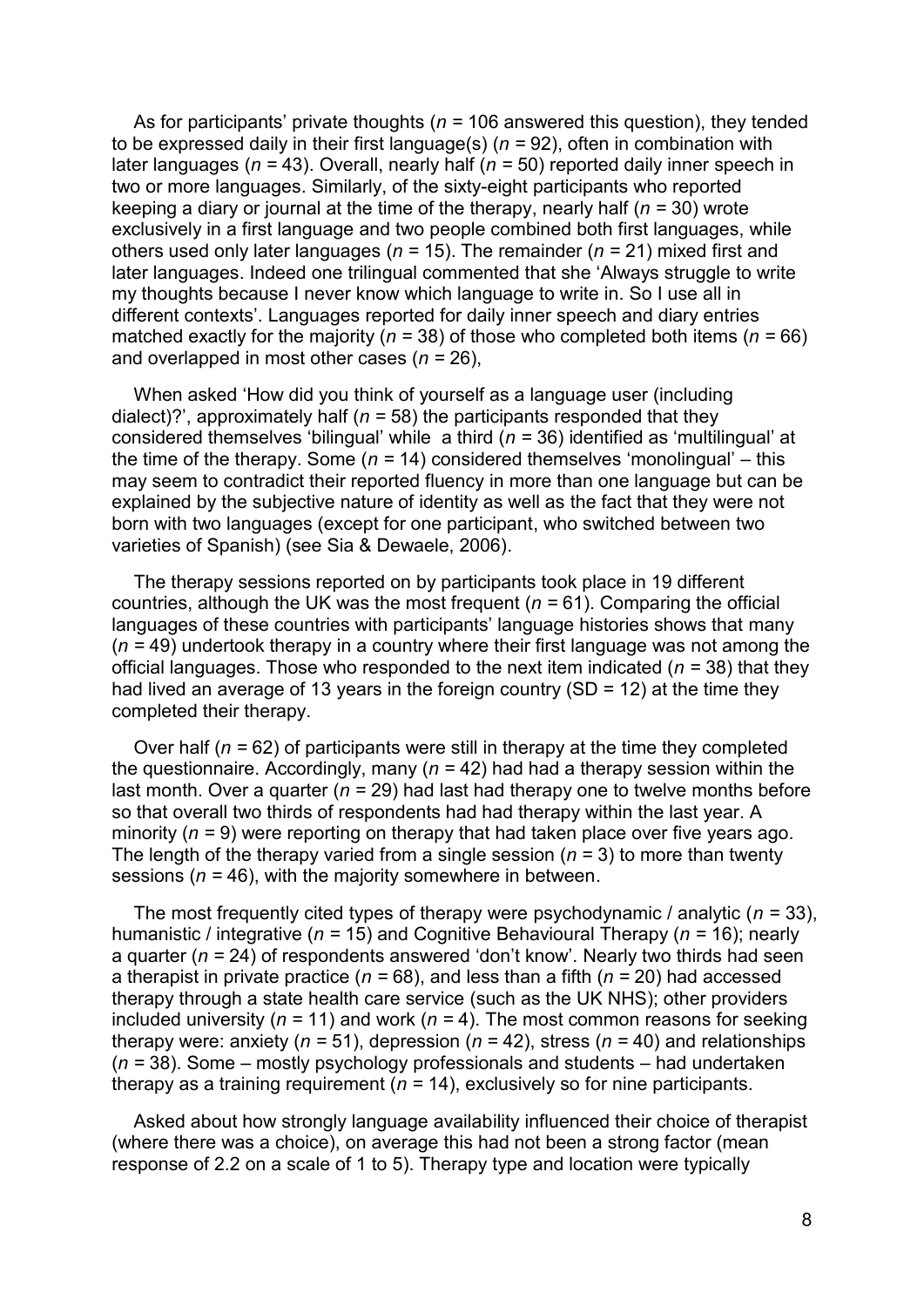As for participants' private thoughts (*n* = 106 answered this question), they tended to be expressed daily in their first language(s) (*n* = 92), often in combination with later languages (*n* = 43). Overall, nearly half (*n* = 50) reported daily inner speech in two or more languages. Similarly, of the sixty-eight participants who reported keeping a diary or journal at the time of the therapy, nearly half (*n* = 30) wrote exclusively in a first language and two people combined both first languages, while others used only later languages (*n* = 15). The remainder (*n* = 21) mixed first and later languages. Indeed one trilingual commented that she 'Always struggle to write my thoughts because I never know which language to write in. So I use all in different contexts'. Languages reported for daily inner speech and diary entries matched exactly for the majority (*n* = 38) of those who completed both items (*n* = 66) and overlapped in most other cases (*n* = 26),

When asked 'How did you think of yourself as a language user (including dialect)?', approximately half (*n* = 58) the participants responded that they considered themselves 'bilingual' while a third (*n* = 36) identified as 'multilingual' at the time of the therapy. Some (*n* = 14) considered themselves 'monolingual' – this may seem to contradict their reported fluency in more than one language but can be explained by the subjective nature of identity as well as the fact that they were not born with two languages (except for one participant, who switched between two varieties of Spanish) (see Sia & Dewaele, 2006).

The therapy sessions reported on by participants took place in 19 different countries, although the UK was the most frequent (*n* = 61). Comparing the official languages of these countries with participants' language histories shows that many (*n* = 49) undertook therapy in a country where their first language was not among the official languages. Those who responded to the next item indicated (*n* = 38) that they had lived an average of 13 years in the foreign country (SD = 12) at the time they completed their therapy.

Over half (*n* = 62) of participants were still in therapy at the time they completed the questionnaire. Accordingly, many (*n* = 42) had had a therapy session within the last month. Over a quarter (*n* = 29) had last had therapy one to twelve months before so that overall two thirds of respondents had had therapy within the last year. A minority (*n* = 9) were reporting on therapy that had taken place over five years ago. The length of the therapy varied from a single session (*n* = 3) to more than twenty sessions (*n* = 46), with the majority somewhere in between.

The most frequently cited types of therapy were psychodynamic / analytic (*n* = 33), humanistic / integrative (*n* = 15) and Cognitive Behavioural Therapy (*n* = 16); nearly a quarter (*n* = 24) of respondents answered 'don't know'. Nearly two thirds had seen a therapist in private practice (*n* = 68), and less than a fifth (*n* = 20) had accessed therapy through a state health care service (such as the UK NHS); other providers included university (*n* = 11) and work (*n* = 4). The most common reasons for seeking therapy were: anxiety (*n* = 51), depression (*n* = 42), stress (*n* = 40) and relationships (*n* = 38). Some – mostly psychology professionals and students – had undertaken therapy as a training requirement (*n* = 14), exclusively so for nine participants.

Asked about how strongly language availability influenced their choice of therapist (where there was a choice), on average this had not been a strong factor (mean response of 2.2 on a scale of 1 to 5). Therapy type and location were typically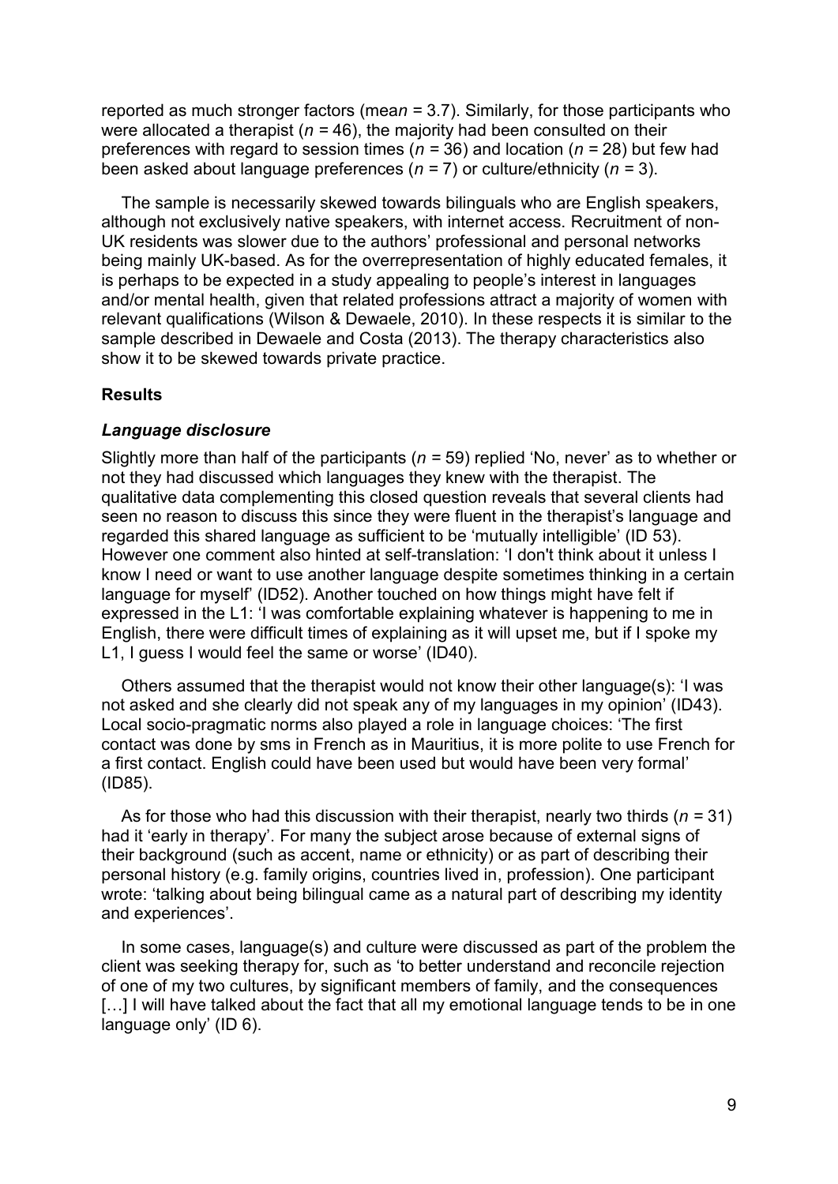reported as much stronger factors (mean = 3.7). Similarly, for those participants who were allocated a therapist ($n$ = 46), the majority had been consulted on their preferences with regard to session times ($n$ = 36) and location ($n$ = 28) but few had been asked about language preferences ($n$ = 7) or culture/ethnicity ($n$ = 3).

The sample is necessarily skewed towards bilinguals who are English speakers, although not exclusively native speakers, with internet access. Recruitment of non-UK residents was slower due to the authors' professional and personal networks being mainly UK-based. As for the overrepresentation of highly educated females, it is perhaps to be expected in a study appealing to people's interest in languages and/or mental health, given that related professions attract a majority of women with relevant qualifications (Wilson & Dewaele, 2010). In these respects it is similar to the sample described in Dewaele and Costa (2013). The therapy characteristics also show it to be skewed towards private practice.

## Results

### *Language disclosure*

Slightly more than half of the participants ($n$ = 59) replied 'No, never' as to whether or not they had discussed which languages they knew with the therapist. The qualitative data complementing this closed question reveals that several clients had seen no reason to discuss this since they were fluent in the therapist's language and regarded this shared language as sufficient to be 'mutually intelligible' (ID 53). However one comment also hinted at self-translation: 'I don't think about it unless I know I need or want to use another language despite sometimes thinking in a certain language for myself' (ID52). Another touched on how things might have felt if expressed in the L1: 'I was comfortable explaining whatever is happening to me in English, there were difficult times of explaining as it will upset me, but if I spoke my L1, I guess I would feel the same or worse' (ID40).

Others assumed that the therapist would not know their other language(s): 'I was not asked and she clearly did not speak any of my languages in my opinion' (ID43). Local socio-pragmatic norms also played a role in language choices: 'The first contact was done by sms in French as in Mauritius, it is more polite to use French for a first contact. English could have been used but would have been very formal' (ID85).

As for those who had this discussion with their therapist, nearly two thirds ($n$ = 31) had it 'early in therapy'. For many the subject arose because of external signs of their background (such as accent, name or ethnicity) or as part of describing their personal history (e.g. family origins, countries lived in, profession). One participant wrote: 'talking about being bilingual came as a natural part of describing my identity and experiences'.

In some cases, language(s) and culture were discussed as part of the problem the client was seeking therapy for, such as 'to better understand and reconcile rejection of one of my two cultures, by significant members of family, and the consequences […] I will have talked about the fact that all my emotional language tends to be in one language only' (ID 6).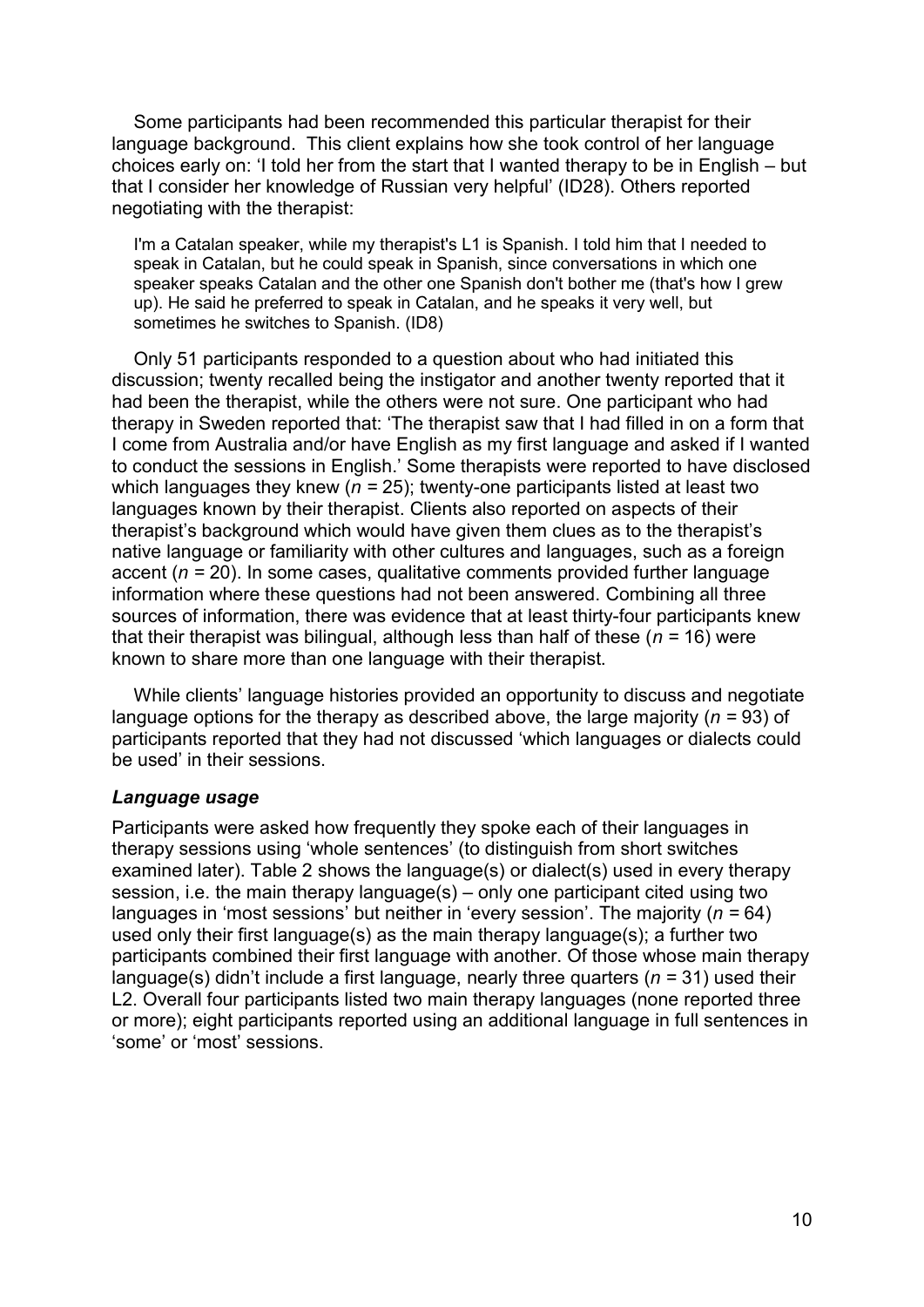Some participants had been recommended this particular therapist for their language background. This client explains how she took control of her language choices early on: 'I told her from the start that I wanted therapy to be in English – but that I consider her knowledge of Russian very helpful' (ID28). Others reported negotiating with the therapist:

> I'm a Catalan speaker, while my therapist's L1 is Spanish. I told him that I needed to speak in Catalan, but he could speak in Spanish, since conversations in which one speaker speaks Catalan and the other one Spanish don't bother me (that's how I grew up). He said he preferred to speak in Catalan, and he speaks it very well, but sometimes he switches to Spanish. (ID8)

Only 51 participants responded to a question about who had initiated this discussion; twenty recalled being the instigator and another twenty reported that it had been the therapist, while the others were not sure. One participant who had therapy in Sweden reported that: 'The therapist saw that I had filled in on a form that I come from Australia and/or have English as my first language and asked if I wanted to conduct the sessions in English.' Some therapists were reported to have disclosed which languages they knew ($n$ = 25); twenty-one participants listed at least two languages known by their therapist. Clients also reported on aspects of their therapist's background which would have given them clues as to the therapist's native language or familiarity with other cultures and languages, such as a foreign accent ($n$ = 20). In some cases, qualitative comments provided further language information where these questions had not been answered. Combining all three sources of information, there was evidence that at least thirty-four participants knew that their therapist was bilingual, although less than half of these ($n$ = 16) were known to share more than one language with their therapist.

While clients' language histories provided an opportunity to discuss and negotiate language options for the therapy as described above, the large majority ($n$ = 93) of participants reported that they had not discussed 'which languages or dialects could be used' in their sessions.

### *Language usage*

Participants were asked how frequently they spoke each of their languages in therapy sessions using 'whole sentences' (to distinguish from short switches examined later). Table 2 shows the language(s) or dialect(s) used in every therapy session, i.e. the main therapy language(s) – only one participant cited using two languages in 'most sessions' but neither in 'every session'. The majority ($n$ = 64) used only their first language(s) as the main therapy language(s); a further two participants combined their first language with another. Of those whose main therapy language(s) didn't include a first language, nearly three quarters ($n$ = 31) used their L2. Overall four participants listed two main therapy languages (none reported three or more); eight participants reported using an additional language in full sentences in 'some' or 'most' sessions.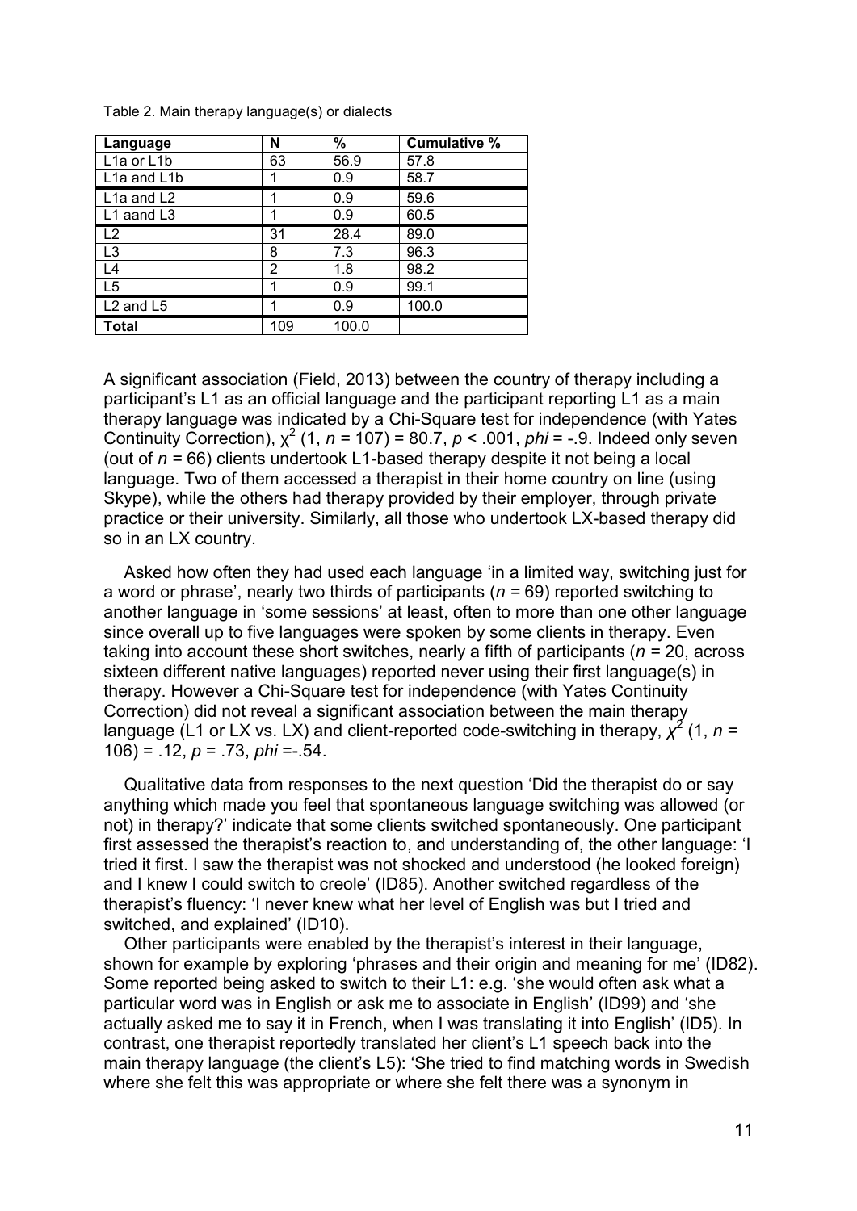Table 2. Main therapy language(s) or dialects

| Language | N | % | Cumulative % |
|---|---|---|---|
| L1a or L1b | 63 | 56.9 | 57.8 |
| L1a and L1b | 1 | 0.9 | 58.7 |
| L1a and L2 | 1 | 0.9 | 59.6 |
| L1 aand L3 | 1 | 0.9 | 60.5 |
| L2 | 31 | 28.4 | 89.0 |
| L3 | 8 | 7.3 | 96.3 |
| L4 | 2 | 1.8 | 98.2 |
| L5 | 1 | 0.9 | 99.1 |
| L2 and L5 | 1 | 0.9 | 100.0 |
| **Total** | 109 | 100.0 | |

A significant association (Field, 2013) between the country of therapy including a participant's L1 as an official language and the participant reporting L1 as a main therapy language was indicated by a Chi-Square test for independence (with Yates Continuity Correction), $\chi^2$ (1, *n* = 107) = 80.7, *p* < .001, *phi* = -.9. Indeed only seven (out of *n* = 66) clients undertook L1-based therapy despite it not being a local language. Two of them accessed a therapist in their home country on line (using Skype), while the others had therapy provided by their employer, through private practice or their university. Similarly, all those who undertook LX-based therapy did so in an LX country.

Asked how often they had used each language 'in a limited way, switching just for a word or phrase', nearly two thirds of participants (*n* = 69) reported switching to another language in 'some sessions' at least, often to more than one other language since overall up to five languages were spoken by some clients in therapy. Even taking into account these short switches, nearly a fifth of participants (*n* = 20, across sixteen different native languages) reported never using their first language(s) in therapy. However a Chi-Square test for independence (with Yates Continuity Correction) did not reveal a significant association between the main therapy language (L1 or LX vs. LX) and client-reported code-switching in therapy, $\chi^2$ (1, *n* = 106) = .12, *p* = .73, *phi* =-.54.

Qualitative data from responses to the next question 'Did the therapist do or say anything which made you feel that spontaneous language switching was allowed (or not) in therapy?' indicate that some clients switched spontaneously. One participant first assessed the therapist's reaction to, and understanding of, the other language: 'I tried it first. I saw the therapist was not shocked and understood (he looked foreign) and I knew I could switch to creole' (ID85). Another switched regardless of the therapist's fluency: 'I never knew what her level of English was but I tried and switched, and explained' (ID10).

Other participants were enabled by the therapist's interest in their language, shown for example by exploring 'phrases and their origin and meaning for me' (ID82). Some reported being asked to switch to their L1: e.g. 'she would often ask what a particular word was in English or ask me to associate in English' (ID99) and 'she actually asked me to say it in French, when I was translating it into English' (ID5). In contrast, one therapist reportedly translated her client's L1 speech back into the main therapy language (the client's L5): 'She tried to find matching words in Swedish where she felt this was appropriate or where she felt there was a synonym in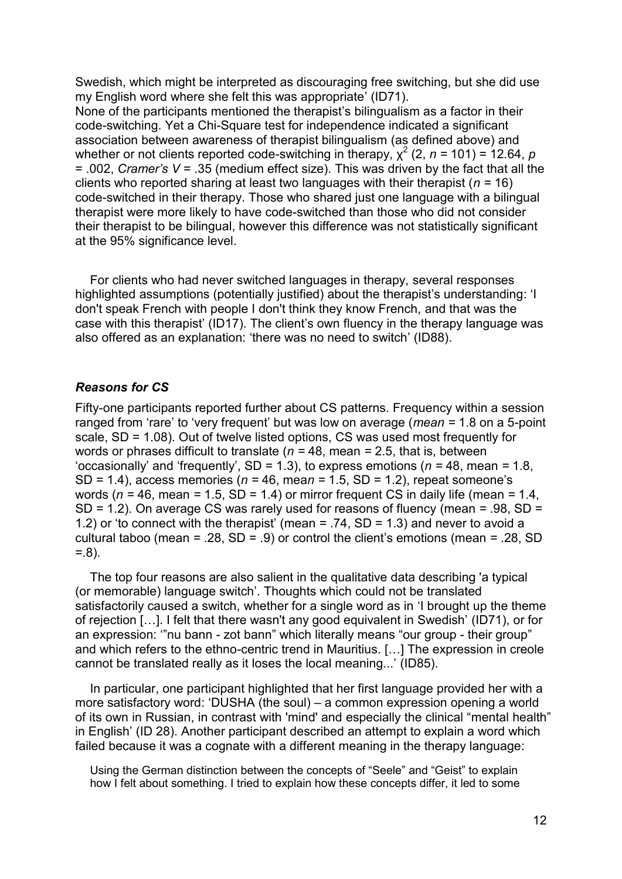Swedish, which might be interpreted as discouraging free switching, but she did use my English word where she felt this was appropriate' (ID71).

None of the participants mentioned the therapist's bilingualism as a factor in their code-switching. Yet a Chi-Square test for independence indicated a significant association between awareness of therapist bilingualism (as defined above) and whether or not clients reported code-switching in therapy, $\chi^2$ (2, $n$ = 101) = 12.64, $p$ = .002, *Cramer's V* = .35 (medium effect size). This was driven by the fact that all the clients who reported sharing at least two languages with their therapist ($n$ = 16) code-switched in their therapy. Those who shared just one language with a bilingual therapist were more likely to have code-switched than those who did not consider their therapist to be bilingual, however this difference was not statistically significant at the 95% significance level.

For clients who had never switched languages in therapy, several responses highlighted assumptions (potentially justified) about the therapist's understanding: 'I don't speak French with people I don't think they know French, and that was the case with this therapist' (ID17). The client's own fluency in the therapy language was also offered as an explanation: 'there was no need to switch' (ID88).

### *Reasons for CS*

Fifty-one participants reported further about CS patterns. Frequency within a session ranged from 'rare' to 'very frequent' but was low on average (*mean* = 1.8 on a 5-point scale, SD = 1.08). Out of twelve listed options, CS was used most frequently for words or phrases difficult to translate ($n$ = 48, mean = 2.5, that is, between 'occasionally' and 'frequently', SD = 1.3), to express emotions ($n$ = 48, mean = 1.8, SD = 1.4), access memories ($n$ = 46, mean = 1.5, SD = 1.2), repeat someone's words ($n$ = 46, mean = 1.5, SD = 1.4) or mirror frequent CS in daily life (mean = 1.4, SD = 1.2). On average CS was rarely used for reasons of fluency (mean = .98, SD = 1.2) or 'to connect with the therapist' (mean = .74, SD = 1.3) and never to avoid a cultural taboo (mean = .28, SD = .9) or control the client's emotions (mean = .28, SD =.8).

The top four reasons are also salient in the qualitative data describing 'a typical (or memorable) language switch'. Thoughts which could not be translated satisfactorily caused a switch, whether for a single word as in 'I brought up the theme of rejection […]. I felt that there wasn't any good equivalent in Swedish' (ID71), or for an expression: '"nu bann - zot bann" which literally means "our group - their group" and which refers to the ethno-centric trend in Mauritius. […] The expression in creole cannot be translated really as it loses the local meaning...' (ID85).

In particular, one participant highlighted that her first language provided her with a more satisfactory word: 'DUSHA (the soul) – a common expression opening a world of its own in Russian, in contrast with 'mind' and especially the clinical "mental health" in English' (ID 28). Another participant described an attempt to explain a word which failed because it was a cognate with a different meaning in the therapy language:

> Using the German distinction between the concepts of "Seele" and "Geist" to explain how I felt about something. I tried to explain how these concepts differ, it led to some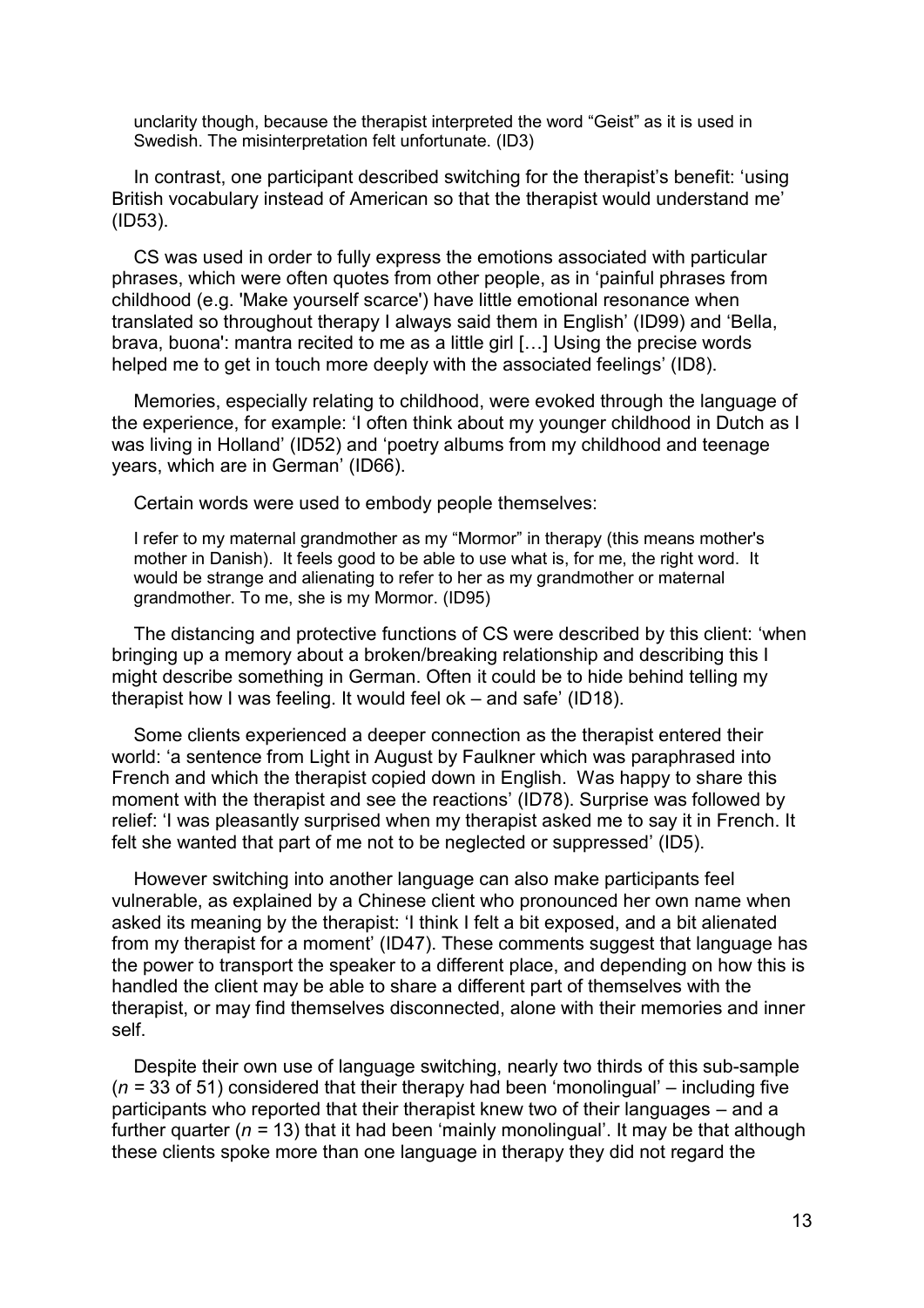unclarity though, because the therapist interpreted the word "Geist" as it is used in Swedish. The misinterpretation felt unfortunate. (ID3)

In contrast, one participant described switching for the therapist's benefit: 'using British vocabulary instead of American so that the therapist would understand me' (ID53).

CS was used in order to fully express the emotions associated with particular phrases, which were often quotes from other people, as in 'painful phrases from childhood (e.g. 'Make yourself scarce') have little emotional resonance when translated so throughout therapy I always said them in English' (ID99) and 'Bella, brava, buona': mantra recited to me as a little girl [...] Using the precise words helped me to get in touch more deeply with the associated feelings' (ID8).

Memories, especially relating to childhood, were evoked through the language of the experience, for example: 'I often think about my younger childhood in Dutch as I was living in Holland' (ID52) and 'poetry albums from my childhood and teenage years, which are in German' (ID66).

Certain words were used to embody people themselves:

> I refer to my maternal grandmother as my "Mormor" in therapy (this means mother's mother in Danish). It feels good to be able to use what is, for me, the right word. It would be strange and alienating to refer to her as my grandmother or maternal grandmother. To me, she is my Mormor. (ID95)

The distancing and protective functions of CS were described by this client: 'when bringing up a memory about a broken/breaking relationship and describing this I might describe something in German. Often it could be to hide behind telling my therapist how I was feeling. It would feel ok – and safe' (ID18).

Some clients experienced a deeper connection as the therapist entered their world: 'a sentence from Light in August by Faulkner which was paraphrased into French and which the therapist copied down in English. Was happy to share this moment with the therapist and see the reactions' (ID78). Surprise was followed by relief: 'I was pleasantly surprised when my therapist asked me to say it in French. It felt she wanted that part of me not to be neglected or suppressed' (ID5).

However switching into another language can also make participants feel vulnerable, as explained by a Chinese client who pronounced her own name when asked its meaning by the therapist: 'I think I felt a bit exposed, and a bit alienated from my therapist for a moment' (ID47). These comments suggest that language has the power to transport the speaker to a different place, and depending on how this is handled the client may be able to share a different part of themselves with the therapist, or may find themselves disconnected, alone with their memories and inner self.

Despite their own use of language switching, nearly two thirds of this sub-sample ($n$ = 33 of 51) considered that their therapy had been 'monolingual' – including five participants who reported that their therapist knew two of their languages – and a further quarter ($n$ = 13) that it had been 'mainly monolingual'. It may be that although these clients spoke more than one language in therapy they did not regard the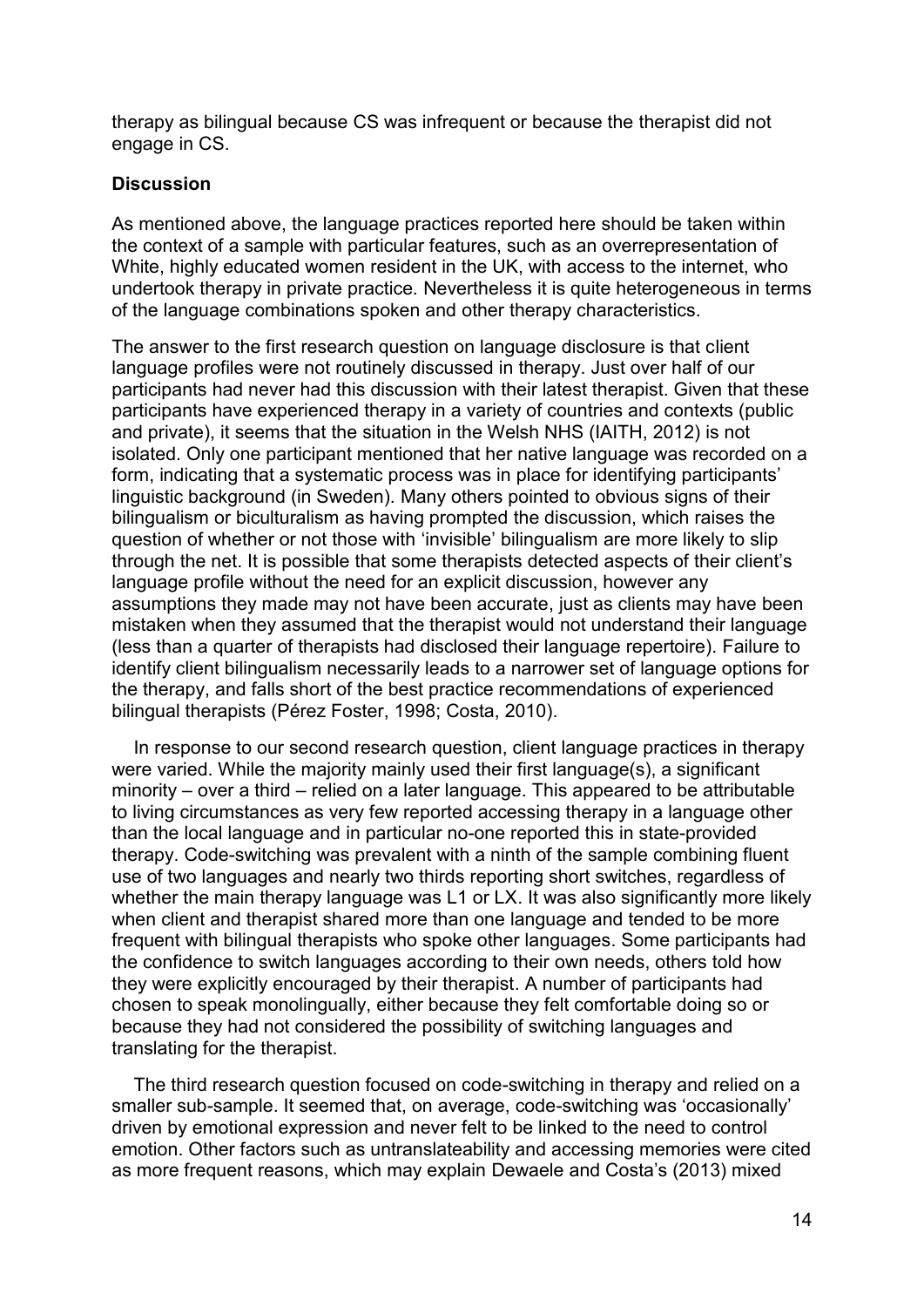therapy as bilingual because CS was infrequent or because the therapist did not engage in CS.

**Discussion**

As mentioned above, the language practices reported here should be taken within the context of a sample with particular features, such as an overrepresentation of White, highly educated women resident in the UK, with access to the internet, who undertook therapy in private practice. Nevertheless it is quite heterogeneous in terms of the language combinations spoken and other therapy characteristics.

The answer to the first research question on language disclosure is that client language profiles were not routinely discussed in therapy. Just over half of our participants had never had this discussion with their latest therapist. Given that these participants have experienced therapy in a variety of countries and contexts (public and private), it seems that the situation in the Welsh NHS (IAITH, 2012) is not isolated. Only one participant mentioned that her native language was recorded on a form, indicating that a systematic process was in place for identifying participants' linguistic background (in Sweden). Many others pointed to obvious signs of their bilingualism or biculturalism as having prompted the discussion, which raises the question of whether or not those with 'invisible' bilingualism are more likely to slip through the net. It is possible that some therapists detected aspects of their client's language profile without the need for an explicit discussion, however any assumptions they made may not have been accurate, just as clients may have been mistaken when they assumed that the therapist would not understand their language (less than a quarter of therapists had disclosed their language repertoire). Failure to identify client bilingualism necessarily leads to a narrower set of language options for the therapy, and falls short of the best practice recommendations of experienced bilingual therapists (Pérez Foster, 1998; Costa, 2010).

In response to our second research question, client language practices in therapy were varied. While the majority mainly used their first language(s), a significant minority – over a third – relied on a later language. This appeared to be attributable to living circumstances as very few reported accessing therapy in a language other than the local language and in particular no-one reported this in state-provided therapy. Code-switching was prevalent with a ninth of the sample combining fluent use of two languages and nearly two thirds reporting short switches, regardless of whether the main therapy language was L1 or LX. It was also significantly more likely when client and therapist shared more than one language and tended to be more frequent with bilingual therapists who spoke other languages. Some participants had the confidence to switch languages according to their own needs, others told how they were explicitly encouraged by their therapist. A number of participants had chosen to speak monolingually, either because they felt comfortable doing so or because they had not considered the possibility of switching languages and translating for the therapist.

The third research question focused on code-switching in therapy and relied on a smaller sub-sample. It seemed that, on average, code-switching was 'occasionally' driven by emotional expression and never felt to be linked to the need to control emotion. Other factors such as untranslateability and accessing memories were cited as more frequent reasons, which may explain Dewaele and Costa's (2013) mixed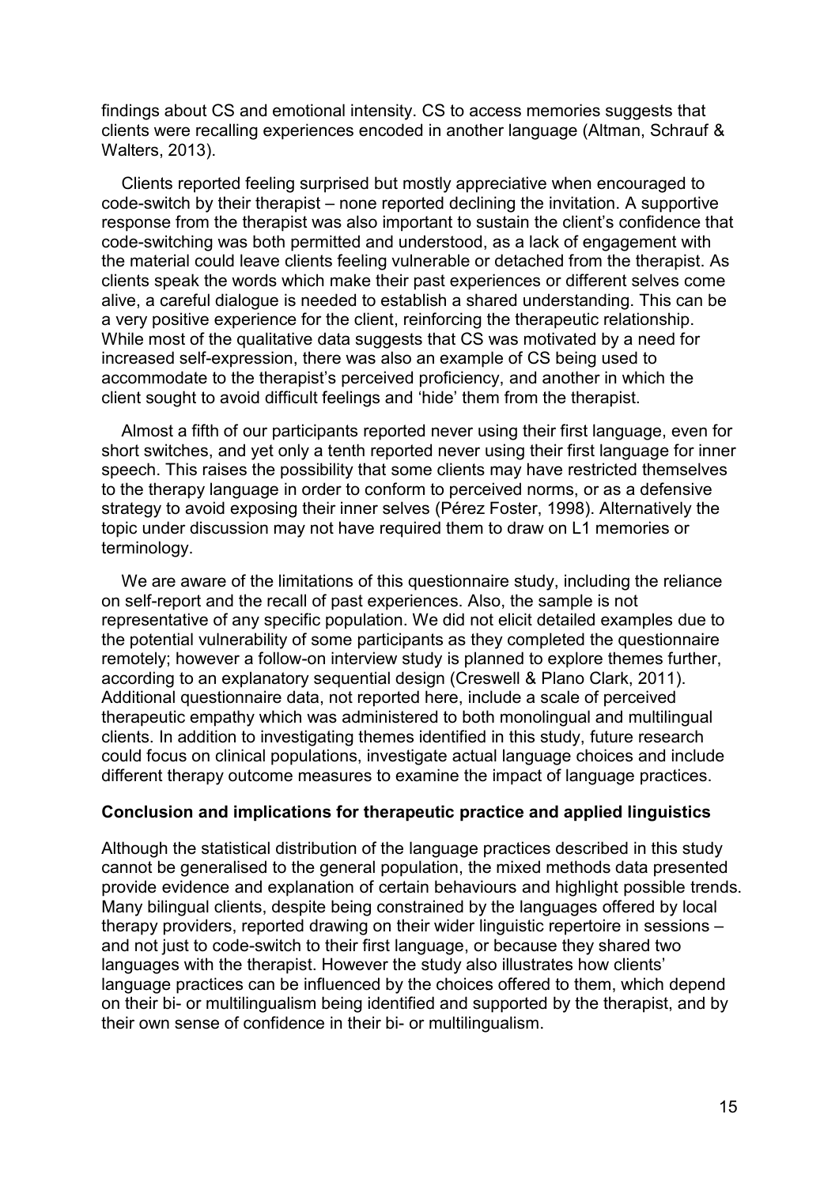findings about CS and emotional intensity. CS to access memories suggests that clients were recalling experiences encoded in another language (Altman, Schrauf & Walters, 2013).

Clients reported feeling surprised but mostly appreciative when encouraged to code-switch by their therapist – none reported declining the invitation. A supportive response from the therapist was also important to sustain the client's confidence that code-switching was both permitted and understood, as a lack of engagement with the material could leave clients feeling vulnerable or detached from the therapist. As clients speak the words which make their past experiences or different selves come alive, a careful dialogue is needed to establish a shared understanding. This can be a very positive experience for the client, reinforcing the therapeutic relationship. While most of the qualitative data suggests that CS was motivated by a need for increased self-expression, there was also an example of CS being used to accommodate to the therapist's perceived proficiency, and another in which the client sought to avoid difficult feelings and 'hide' them from the therapist.

Almost a fifth of our participants reported never using their first language, even for short switches, and yet only a tenth reported never using their first language for inner speech. This raises the possibility that some clients may have restricted themselves to the therapy language in order to conform to perceived norms, or as a defensive strategy to avoid exposing their inner selves (Pérez Foster, 1998). Alternatively the topic under discussion may not have required them to draw on L1 memories or terminology.

We are aware of the limitations of this questionnaire study, including the reliance on self-report and the recall of past experiences. Also, the sample is not representative of any specific population. We did not elicit detailed examples due to the potential vulnerability of some participants as they completed the questionnaire remotely; however a follow-on interview study is planned to explore themes further, according to an explanatory sequential design (Creswell & Plano Clark, 2011). Additional questionnaire data, not reported here, include a scale of perceived therapeutic empathy which was administered to both monolingual and multilingual clients. In addition to investigating themes identified in this study, future research could focus on clinical populations, investigate actual language choices and include different therapy outcome measures to examine the impact of language practices.

## Conclusion and implications for therapeutic practice and applied linguistics

Although the statistical distribution of the language practices described in this study cannot be generalised to the general population, the mixed methods data presented provide evidence and explanation of certain behaviours and highlight possible trends. Many bilingual clients, despite being constrained by the languages offered by local therapy providers, reported drawing on their wider linguistic repertoire in sessions – and not just to code-switch to their first language, or because they shared two languages with the therapist. However the study also illustrates how clients' language practices can be influenced by the choices offered to them, which depend on their bi- or multilingualism being identified and supported by the therapist, and by their own sense of confidence in their bi- or multilingualism.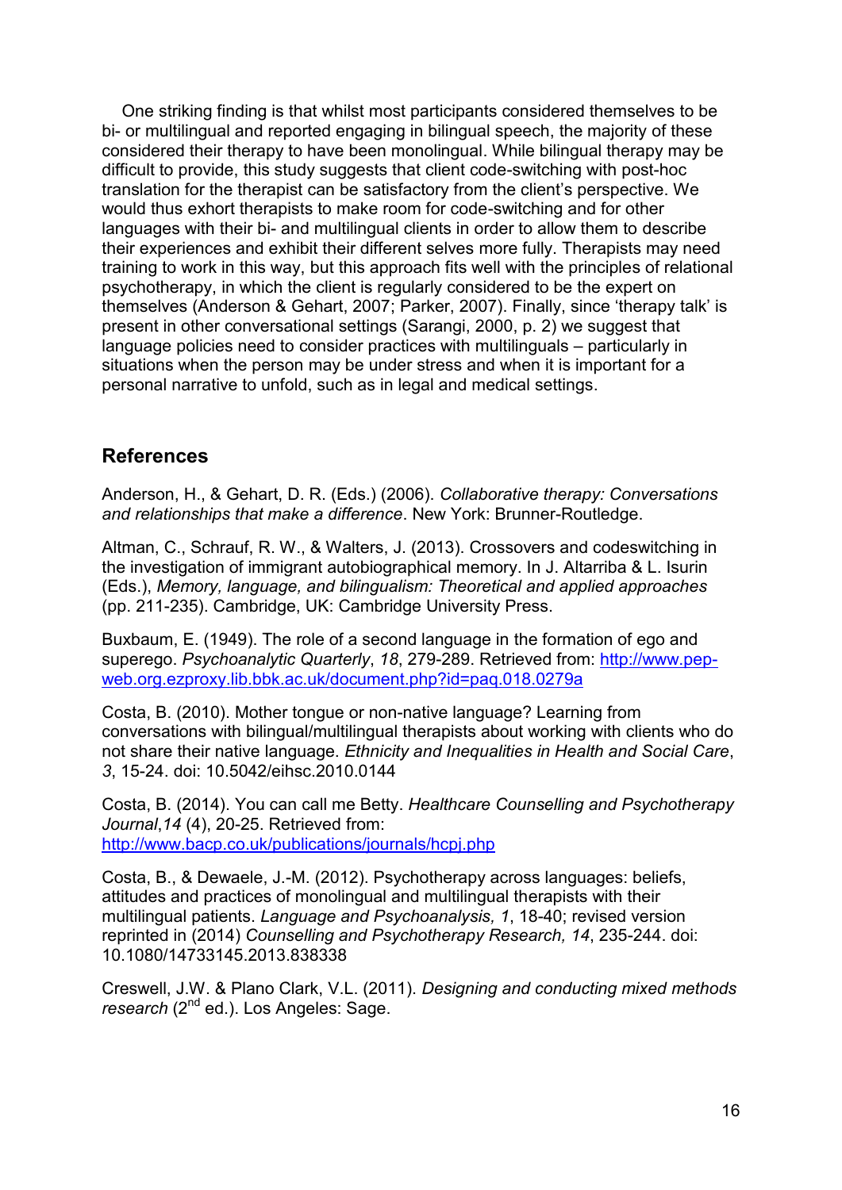One striking finding is that whilst most participants considered themselves to be bi- or multilingual and reported engaging in bilingual speech, the majority of these considered their therapy to have been monolingual. While bilingual therapy may be difficult to provide, this study suggests that client code-switching with post-hoc translation for the therapist can be satisfactory from the client's perspective. We would thus exhort therapists to make room for code-switching and for other languages with their bi- and multilingual clients in order to allow them to describe their experiences and exhibit their different selves more fully. Therapists may need training to work in this way, but this approach fits well with the principles of relational psychotherapy, in which the client is regularly considered to be the expert on themselves (Anderson & Gehart, 2007; Parker, 2007). Finally, since 'therapy talk' is present in other conversational settings (Sarangi, 2000, p. 2) we suggest that language policies need to consider practices with multilinguals – particularly in situations when the person may be under stress and when it is important for a personal narrative to unfold, such as in legal and medical settings.

## References

Anderson, H., & Gehart, D. R. (Eds.) (2006). *Collaborative therapy: Conversations and relationships that make a difference*. New York: Brunner-Routledge.

Altman, C., Schrauf, R. W., & Walters, J. (2013). Crossovers and codeswitching in the investigation of immigrant autobiographical memory. In J. Altarriba & L. Isurin (Eds.), *Memory, language, and bilingualism: Theoretical and applied approaches* (pp. 211-235). Cambridge, UK: Cambridge University Press.

Buxbaum, E. (1949). The role of a second language in the formation of ego and superego. *Psychoanalytic Quarterly*, *18*, 279-289. Retrieved from: http://www.pep-web.org.ezproxy.lib.bbk.ac.uk/document.php?id=paq.018.0279a

Costa, B. (2010). Mother tongue or non-native language? Learning from conversations with bilingual/multilingual therapists about working with clients who do not share their native language. *Ethnicity and Inequalities in Health and Social Care*, *3*, 15-24. doi: 10.5042/eihsc.2010.0144

Costa, B. (2014). You can call me Betty. *Healthcare Counselling and Psychotherapy Journal*,*14* (4), 20-25. Retrieved from: http://www.bacp.co.uk/publications/journals/hcpj.php

Costa, B., & Dewaele, J.-M. (2012). Psychotherapy across languages: beliefs, attitudes and practices of monolingual and multilingual therapists with their multilingual patients. *Language and Psychoanalysis, 1*, 18-40; revised version reprinted in (2014) *Counselling and Psychotherapy Research, 14*, 235-244. doi: 10.1080/14733145.2013.838338

Creswell, J.W. & Plano Clark, V.L. (2011). *Designing and conducting mixed methods research* (2nd ed.). Los Angeles: Sage.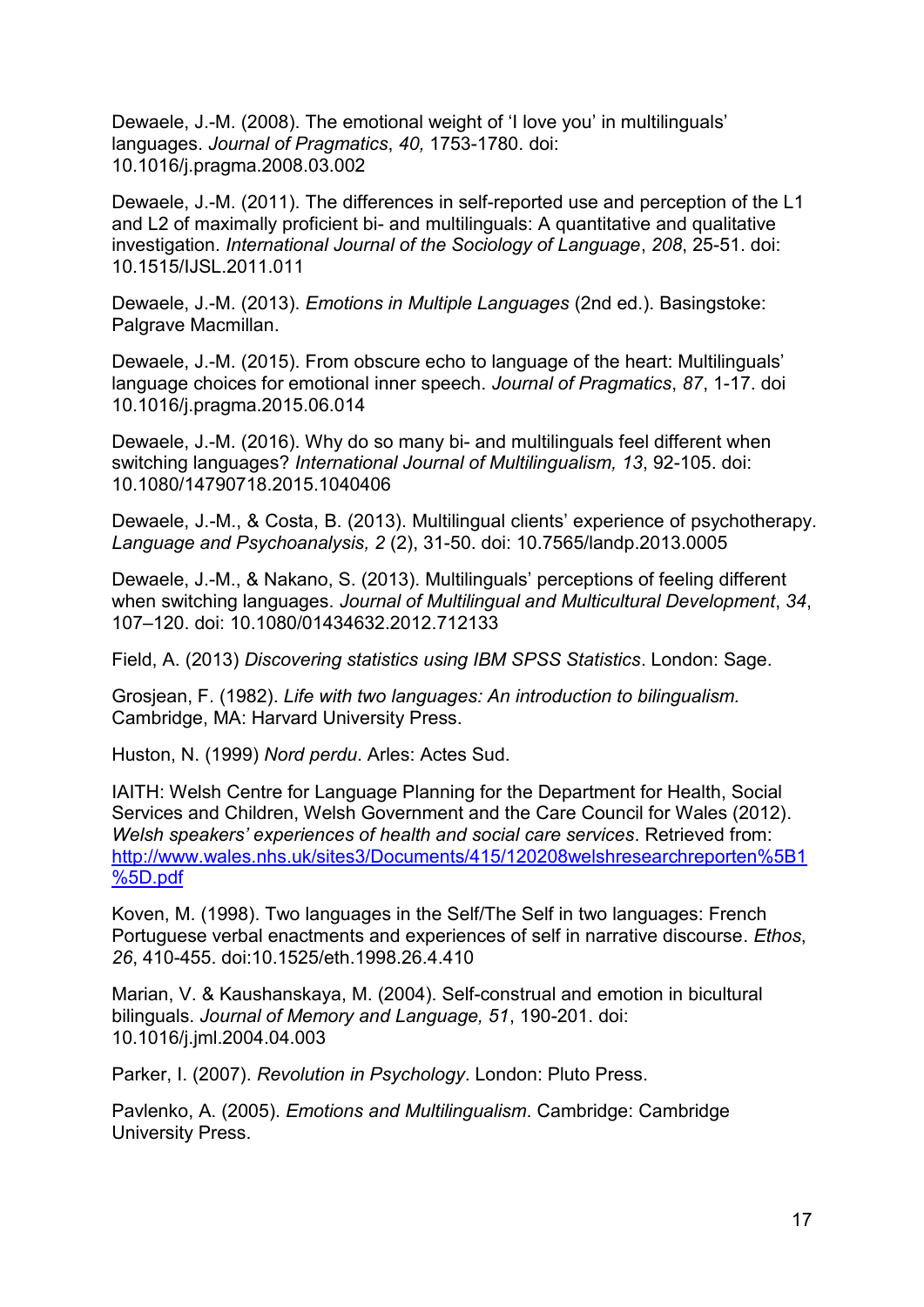Dewaele, J.-M. (2008). The emotional weight of 'I love you' in multilinguals' languages. *Journal of Pragmatics*, *40,* 1753-1780. doi: 10.1016/j.pragma.2008.03.002

Dewaele, J.-M. (2011). The differences in self-reported use and perception of the L1 and L2 of maximally proficient bi- and multilinguals: A quantitative and qualitative investigation. *International Journal of the Sociology of Language*, *208*, 25-51. doi: 10.1515/IJSL.2011.011

Dewaele, J.-M. (2013). *Emotions in Multiple Languages* (2nd ed.). Basingstoke: Palgrave Macmillan.

Dewaele, J.-M. (2015). From obscure echo to language of the heart: Multilinguals' language choices for emotional inner speech. *Journal of Pragmatics*, *87*, 1-17. doi 10.1016/j.pragma.2015.06.014

Dewaele, J.-M. (2016). Why do so many bi- and multilinguals feel different when switching languages? *International Journal of Multilingualism, 13*, 92-105. doi: 10.1080/14790718.2015.1040406

Dewaele, J.-M., & Costa, B. (2013). Multilingual clients' experience of psychotherapy. *Language and Psychoanalysis, 2* (2), 31-50. doi: 10.7565/landp.2013.0005

Dewaele, J.-M., & Nakano, S. (2013). Multilinguals' perceptions of feeling different when switching languages. *Journal of Multilingual and Multicultural Development*, *34*, 107–120. doi: 10.1080/01434632.2012.712133

Field, A. (2013) *Discovering statistics using IBM SPSS Statistics*. London: Sage.

Grosjean, F. (1982). *Life with two languages: An introduction to bilingualism.* Cambridge, MA: Harvard University Press.

Huston, N. (1999) *Nord perdu*. Arles: Actes Sud.

IAITH: Welsh Centre for Language Planning for the Department for Health, Social Services and Children, Welsh Government and the Care Council for Wales (2012). *Welsh speakers' experiences of health and social care services*. Retrieved from: http://www.wales.nhs.uk/sites3/Documents/415/120208welshresearchreporten%5B1%5D.pdf

Koven, M. (1998). Two languages in the Self/The Self in two languages: French Portuguese verbal enactments and experiences of self in narrative discourse. *Ethos*, *26*, 410-455. doi:10.1525/eth.1998.26.4.410

Marian, V. & Kaushanskaya, M. (2004). Self-construal and emotion in bicultural bilinguals. *Journal of Memory and Language, 51*, 190-201. doi: 10.1016/j.jml.2004.04.003

Parker, I. (2007). *Revolution in Psychology*. London: Pluto Press.

Pavlenko, A. (2005). *Emotions and Multilingualism*. Cambridge: Cambridge University Press.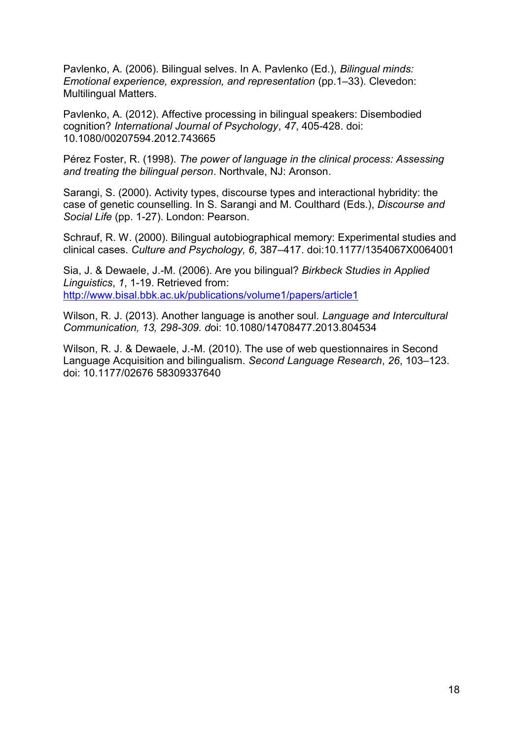Pavlenko, A. (2006). Bilingual selves. In A. Pavlenko (Ed.), *Bilingual minds: Emotional experience, expression, and representation* (pp.1–33). Clevedon: Multilingual Matters.

Pavlenko, A. (2012). Affective processing in bilingual speakers: Disembodied cognition? *International Journal of Psychology*, *47*, 405-428. doi: 10.1080/00207594.2012.743665

Pérez Foster, R. (1998). *The power of language in the clinical process: Assessing and treating the bilingual person*. Northvale, NJ: Aronson.

Sarangi, S. (2000). Activity types, discourse types and interactional hybridity: the case of genetic counselling. In S. Sarangi and M. Coulthard (Eds.), *Discourse and Social Life* (pp. 1-27). London: Pearson.

Schrauf, R. W. (2000). Bilingual autobiographical memory: Experimental studies and clinical cases. *Culture and Psychology, 6*, 387–417. doi:10.1177/1354067X0064001

Sia, J. & Dewaele, J.-M. (2006). Are you bilingual? *Birkbeck Studies in Applied Linguistics*, *1*, 1-19. Retrieved from: http://www.bisal.bbk.ac.uk/publications/volume1/papers/article1

Wilson, R. J. (2013). Another language is another soul. *Language and Intercultural Communication, 13, 298-309. d*oi: 10.1080/14708477.2013.804534

Wilson, R. J. & Dewaele, J.-M. (2010). The use of web questionnaires in Second Language Acquisition and bilingualism. *Second Language Research*, *26*, 103–123. doi: 10.1177/02676 58309337640